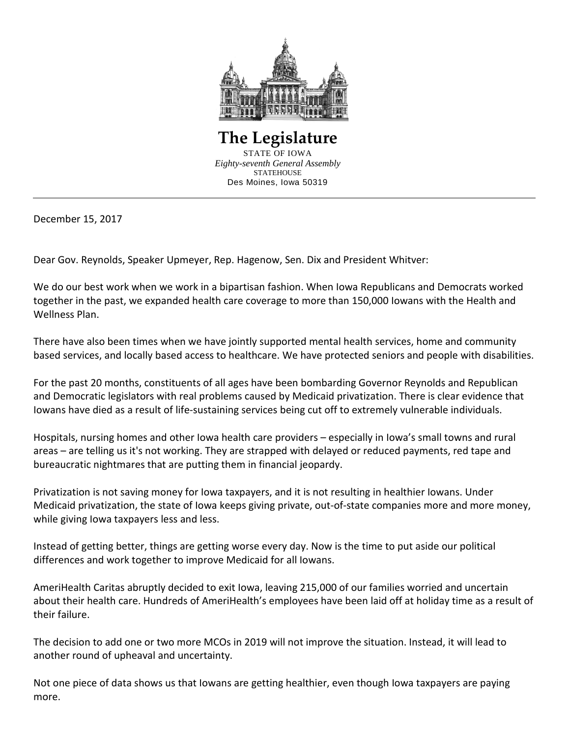# The Legislature

STATE OF IOWA
*Eighty-seventh General Assembly*
STATEHOUSE
Des Moines, Iowa 50319

---

December 15, 2017

Dear Gov. Reynolds, Speaker Upmeyer, Rep. Hagenow, Sen. Dix and President Whitver:

We do our best work when we work in a bipartisan fashion. When Iowa Republicans and Democrats worked together in the past, we expanded health care coverage to more than 150,000 Iowans with the Health and Wellness Plan.

There have also been times when we have jointly supported mental health services, home and community based services, and locally based access to healthcare. We have protected seniors and people with disabilities.

For the past 20 months, constituents of all ages have been bombarding Governor Reynolds and Republican and Democratic legislators with real problems caused by Medicaid privatization. There is clear evidence that Iowans have died as a result of life-sustaining services being cut off to extremely vulnerable individuals.

Hospitals, nursing homes and other Iowa health care providers – especially in Iowa's small towns and rural areas – are telling us it's not working. They are strapped with delayed or reduced payments, red tape and bureaucratic nightmares that are putting them in financial jeopardy.

Privatization is not saving money for Iowa taxpayers, and it is not resulting in healthier Iowans. Under Medicaid privatization, the state of Iowa keeps giving private, out-of-state companies more and more money, while giving Iowa taxpayers less and less.

Instead of getting better, things are getting worse every day. Now is the time to put aside our political differences and work together to improve Medicaid for all Iowans.

AmeriHealth Caritas abruptly decided to exit Iowa, leaving 215,000 of our families worried and uncertain about their health care. Hundreds of AmeriHealth's employees have been laid off at holiday time as a result of their failure.

The decision to add one or two more MCOs in 2019 will not improve the situation. Instead, it will lead to another round of upheaval and uncertainty.

Not one piece of data shows us that Iowans are getting healthier, even though Iowa taxpayers are paying more.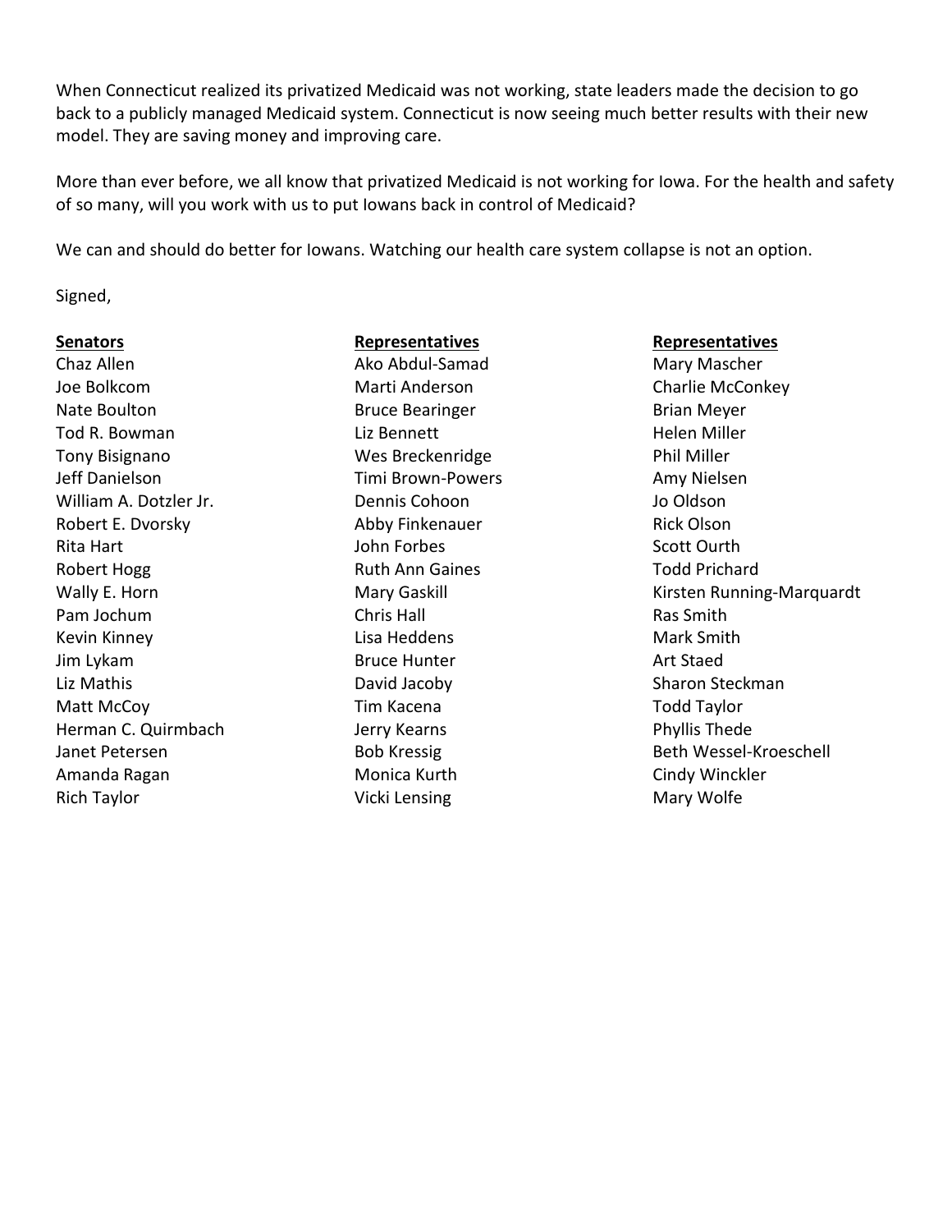When Connecticut realized its privatized Medicaid was not working, state leaders made the decision to go back to a publicly managed Medicaid system. Connecticut is now seeing much better results with their new model. They are saving money and improving care.

More than ever before, we all know that privatized Medicaid is not working for Iowa. For the health and safety of so many, will you work with us to put Iowans back in control of Medicaid?

We can and should do better for Iowans. Watching our health care system collapse is not an option.

Signed,

| **Senators** | **Representatives** | **Representatives** |
|---|---|---|
| Chaz Allen | Ako Abdul-Samad | Mary Mascher |
| Joe Bolkcom | Marti Anderson | Charlie McConkey |
| Nate Boulton | Bruce Bearinger | Brian Meyer |
| Tod R. Bowman | Liz Bennett | Helen Miller |
| Tony Bisignano | Wes Breckenridge | Phil Miller |
| Jeff Danielson | Timi Brown-Powers | Amy Nielsen |
| William A. Dotzler Jr. | Dennis Cohoon | Jo Oldson |
| Robert E. Dvorsky | Abby Finkenauer | Rick Olson |
| Rita Hart | John Forbes | Scott Ourth |
| Robert Hogg | Ruth Ann Gaines | Todd Prichard |
| Wally E. Horn | Mary Gaskill | Kirsten Running-Marquardt |
| Pam Jochum | Chris Hall | Ras Smith |
| Kevin Kinney | Lisa Heddens | Mark Smith |
| Jim Lykam | Bruce Hunter | Art Staed |
| Liz Mathis | David Jacoby | Sharon Steckman |
| Matt McCoy | Tim Kacena | Todd Taylor |
| Herman C. Quirmbach | Jerry Kearns | Phyllis Thede |
| Janet Petersen | Bob Kressig | Beth Wessel-Kroeschell |
| Amanda Ragan | Monica Kurth | Cindy Winckler |
| Rich Taylor | Vicki Lensing | Mary Wolfe |